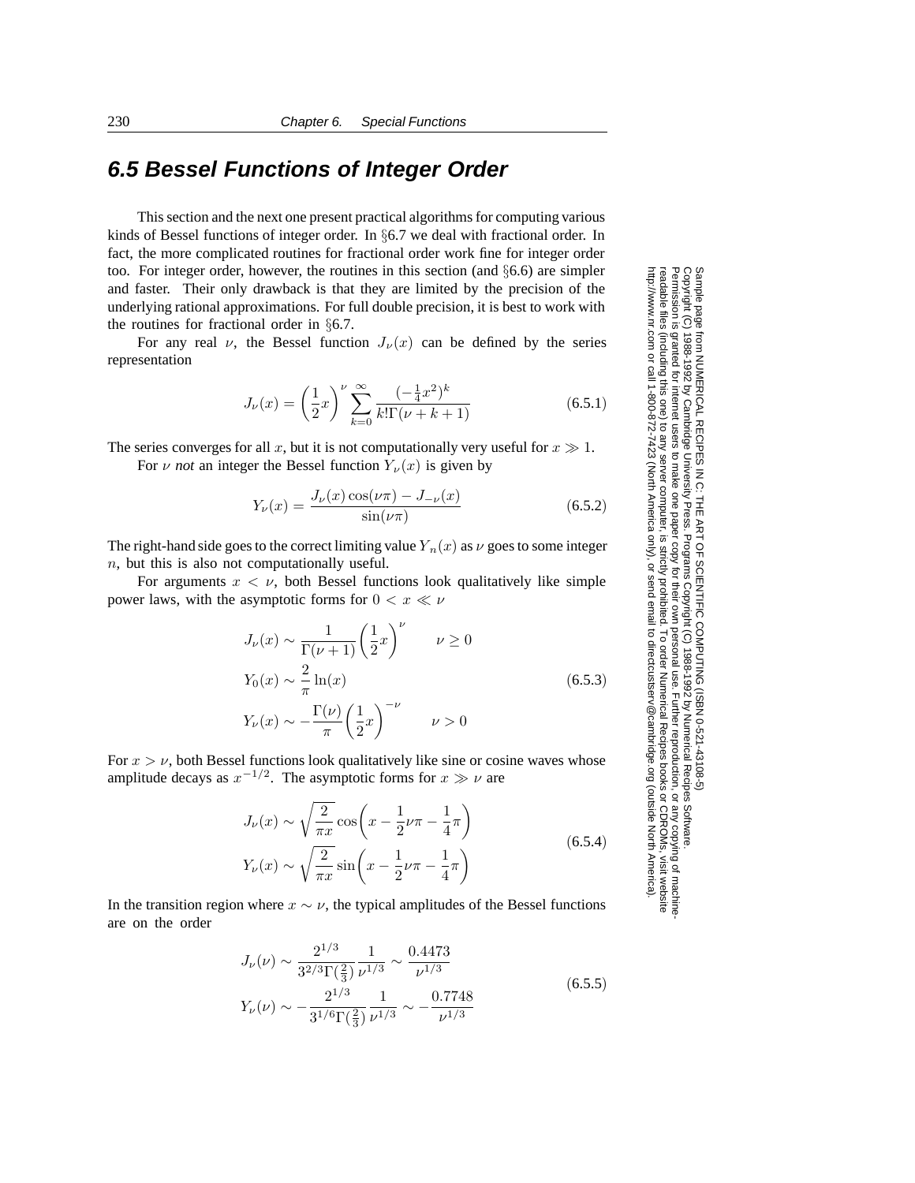## 6.5 Bessel Functions of Integer Order

This section and the next one present practical algorithms for computing various kinds of Bessel functions of integer order. In §6.7 we deal with fractional order. In fact, the more complicated routines for fractional order work fine for integer order too. For integer order, however, the routines in this section (and §6.6) are simpler and faster. Their only drawback is that they are limited by the precision of the underlying rational approximations. For full double precision, it is best to work with the routines for fractional order in §6.7.

For any real $\nu$, the Bessel function $J_\nu(x)$ can be defined by the series representation

$$J_\nu(x) = \left(\frac{1}{2}x\right)^\nu \sum_{k=0}^{\infty} \frac{(-\frac{1}{4}x^2)^k}{k!\Gamma(\nu+k+1)} \tag{6.5.1}$$

The series converges for all $x$, but it is not computationally very useful for $x \gg 1$.

For $\nu$ *not* an integer the Bessel function $Y_\nu(x)$ is given by

$$Y_\nu(x) = \frac{J_\nu(x)\cos(\nu\pi) - J_{-\nu}(x)}{\sin(\nu\pi)} \tag{6.5.2}$$

The right-hand side goes to the correct limiting value $Y_n(x)$ as $\nu$ goes to some integer $n$, but this is also not computationally useful.

For arguments $x < \nu$, both Bessel functions look qualitatively like simple power laws, with the asymptotic forms for $0 < x \ll \nu$

$$\begin{aligned}
J_\nu(x) &\sim \frac{1}{\Gamma(\nu+1)}\left(\frac{1}{2}x\right)^\nu \qquad \nu \geq 0 \\
Y_0(x) &\sim \frac{2}{\pi}\ln(x) \\
Y_\nu(x) &\sim -\frac{\Gamma(\nu)}{\pi}\left(\frac{1}{2}x\right)^{-\nu} \qquad \nu > 0
\end{aligned} \tag{6.5.3}$$

For $x > \nu$, both Bessel functions look qualitatively like sine or cosine waves whose amplitude decays as $x^{-1/2}$. The asymptotic forms for $x \gg \nu$ are

$$\begin{aligned}
J_\nu(x) &\sim \sqrt{\frac{2}{\pi x}}\cos\left(x - \frac{1}{2}\nu\pi - \frac{1}{4}\pi\right) \\
Y_\nu(x) &\sim \sqrt{\frac{2}{\pi x}}\sin\left(x - \frac{1}{2}\nu\pi - \frac{1}{4}\pi\right)
\end{aligned} \tag{6.5.4}$$

In the transition region where $x \sim \nu$, the typical amplitudes of the Bessel functions are on the order

$$\begin{aligned}
J_\nu(\nu) &\sim \frac{2^{1/3}}{3^{2/3}\Gamma(\frac{2}{3})}\frac{1}{\nu^{1/3}} \sim \frac{0.4473}{\nu^{1/3}} \\
Y_\nu(\nu) &\sim -\frac{2^{1/3}}{3^{1/6}\Gamma(\frac{2}{3})}\frac{1}{\nu^{1/3}} \sim -\frac{0.7748}{\nu^{1/3}}
\end{aligned} \tag{6.5.5}$$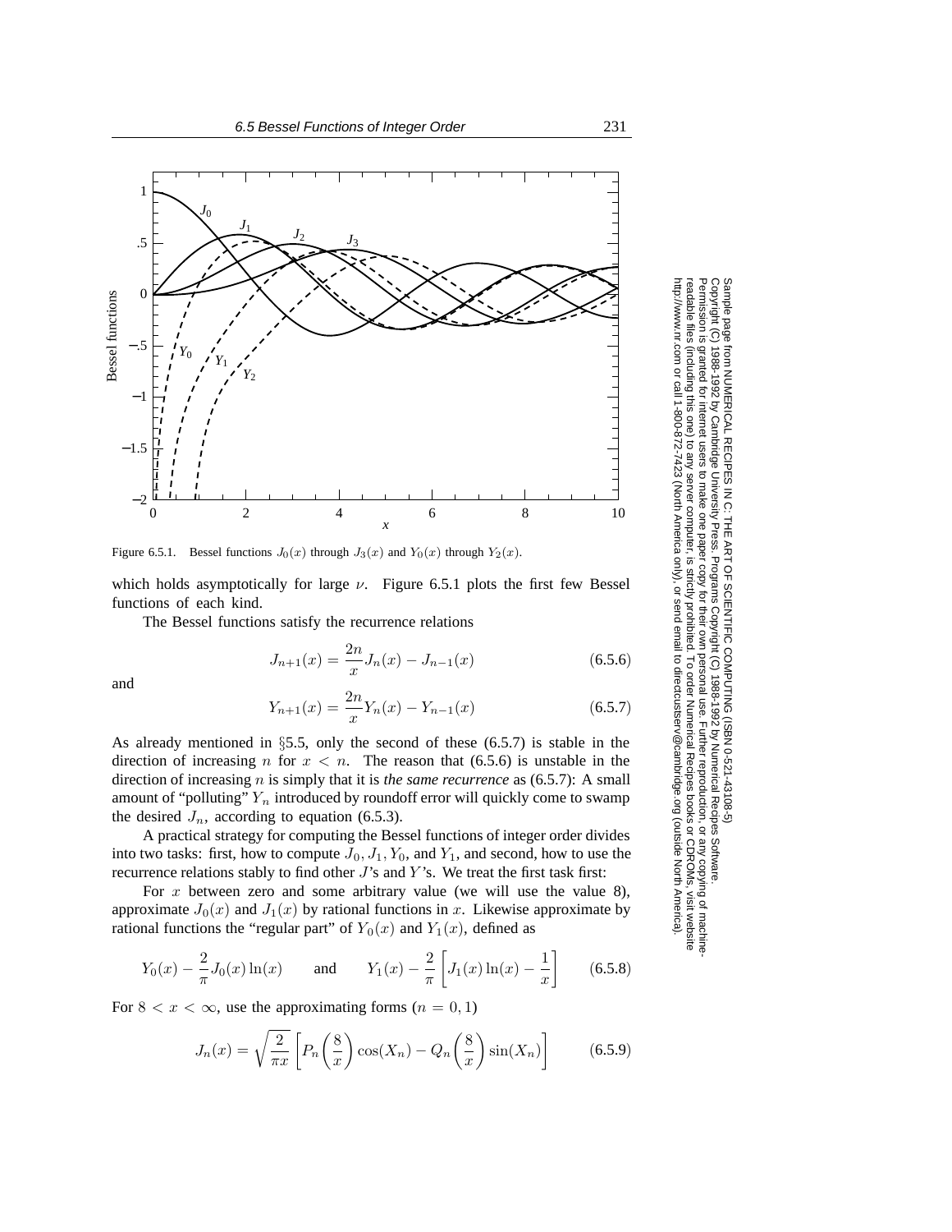Figure 6.5.1. Bessel functions $J_0(x)$ through $J_3(x)$ and $Y_0(x)$ through $Y_2(x)$.

which holds asymptotically for large $\nu$. Figure 6.5.1 plots the first few Bessel functions of each kind.

The Bessel functions satisfy the recurrence relations

$$J_{n+1}(x) = \frac{2n}{x} J_n(x) - J_{n-1}(x) \tag{6.5.6}$$

and

$$Y_{n+1}(x) = \frac{2n}{x} Y_n(x) - Y_{n-1}(x) \tag{6.5.7}$$

As already mentioned in §5.5, only the second of these (6.5.7) is stable in the direction of increasing $n$ for $x < n$. The reason that (6.5.6) is unstable in the direction of increasing $n$ is simply that it is *the same recurrence* as (6.5.7): A small amount of "polluting" $Y_n$ introduced by roundoff error will quickly come to swamp the desired $J_n$, according to equation (6.5.3).

A practical strategy for computing the Bessel functions of integer order divides into two tasks: first, how to compute $J_0, J_1, Y_0$, and $Y_1$, and second, how to use the recurrence relations stably to find other $J$'s and $Y$'s. We treat the first task first:

For $x$ between zero and some arbitrary value (we will use the value 8), approximate $J_0(x)$ and $J_1(x)$ by rational functions in $x$. Likewise approximate by rational functions the "regular part" of $Y_0(x)$ and $Y_1(x)$, defined as

$$Y_0(x) - \frac{2}{\pi} J_0(x) \ln(x) \qquad \text{and} \qquad Y_1(x) - \frac{2}{\pi}\left[J_1(x)\ln(x) - \frac{1}{x}\right] \tag{6.5.8}$$

For $8 < x < \infty$, use the approximating forms ($n = 0, 1$)

$$J_n(x) = \sqrt{\frac{2}{\pi x}}\left[P_n\left(\frac{8}{x}\right)\cos(X_n) - Q_n\left(\frac{8}{x}\right)\sin(X_n)\right] \tag{6.5.9}$$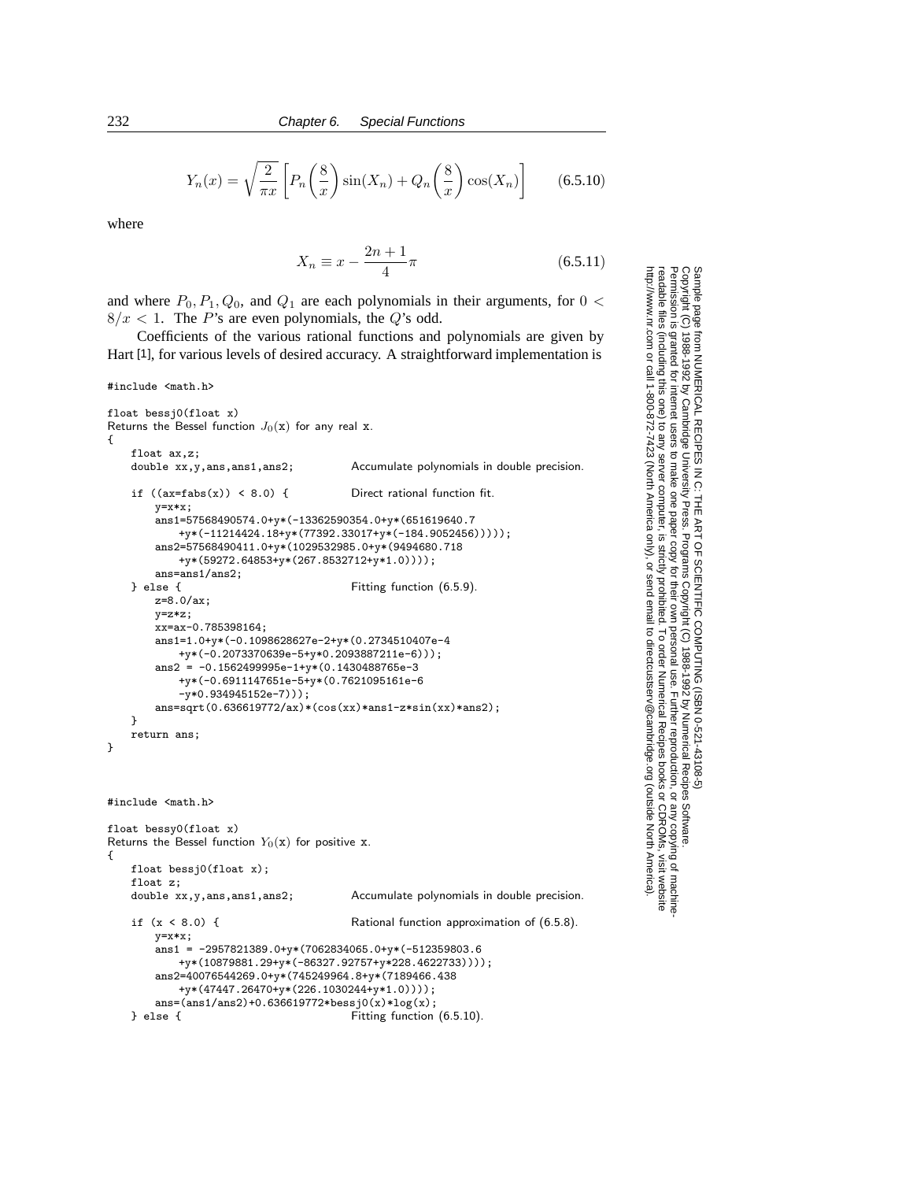$$Y_n(x) = \sqrt{\frac{2}{\pi x}} \left[ P_n\left(\frac{8}{x}\right) \sin(X_n) + Q_n\left(\frac{8}{x}\right) \cos(X_n) \right] \tag{6.5.10}$$

where

$$X_n \equiv x - \frac{2n+1}{4}\pi \tag{6.5.11}$$

and where $P_0, P_1, Q_0$, and $Q_1$ are each polynomials in their arguments, for $0 < 8/x < 1$. The $P$'s are even polynomials, the $Q$'s odd.

Coefficients of the various rational functions and polynomials are given by Hart [1], for various levels of desired accuracy. A straightforward implementation is

```
#include <math.h>

float bessj0(float x)
Returns the Bessel function J0(x) for any real x.
{
    float ax,z;
    double xx,y,ans,ans1,ans2;          Accumulate polynomials in double precision.

    if ((ax=fabs(x)) < 8.0) {           Direct rational function fit.
        y=x*x;
        ans1=57568490574.0+y*(-13362590354.0+y*(651619640.7
            +y*(-11214424.18+y*(77392.33017+y*(-184.9052456)))));
        ans2=57568490411.0+y*(1029532985.0+y*(9494680.718
            +y*(59272.64853+y*(267.8532712+y*1.0))));
        ans=ans1/ans2;
    } else {                            Fitting function (6.5.9).
        z=8.0/ax;
        y=z*z;
        xx=ax-0.785398164;
        ans1=1.0+y*(-0.1098628627e-2+y*(0.2734510407e-4
            +y*(-0.2073370639e-5+y*0.2093887211e-6)));
        ans2 = -0.1562499995e-1+y*(0.1430488765e-3
            +y*(-0.6911147651e-5+y*(0.7621095161e-6
            -y*0.934945152e-7)));
        ans=sqrt(0.636619772/ax)*(cos(xx)*ans1-z*sin(xx)*ans2);
    }
    return ans;
}
```

```
#include <math.h>

float bessy0(float x)
Returns the Bessel function Y0(x) for positive x.
{
    float bessj0(float x);
    float z;
    double xx,y,ans,ans1,ans2;          Accumulate polynomials in double precision.

    if (x < 8.0) {                      Rational function approximation of (6.5.8).
        y=x*x;
        ans1 = -2957821389.0+y*(7062834065.0+y*(-512359803.6
            +y*(10879881.29+y*(-86327.92757+y*228.4622733))));
        ans2=40076544269.0+y*(745249964.8+y*(7189466.438
            +y*(47447.26470+y*(226.1030244+y*1.0))));
        ans=(ans1/ans2)+0.636619772*bessj0(x)*log(x);
    } else {                            Fitting function (6.5.10).
```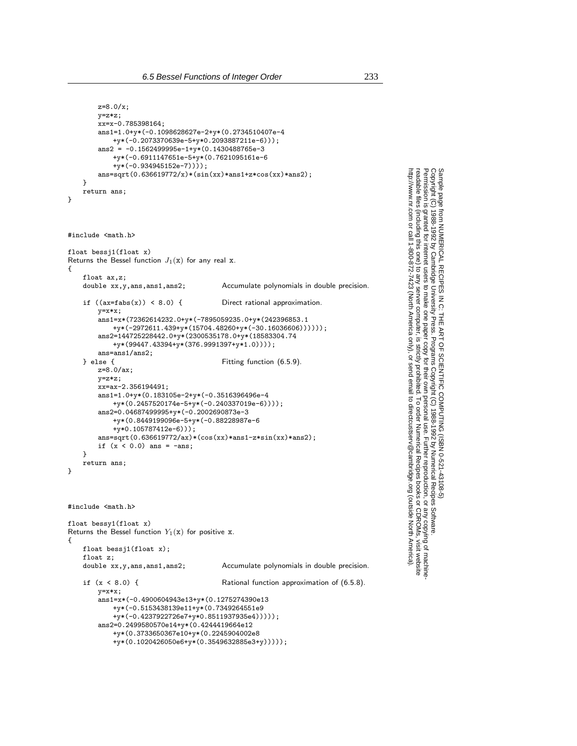```
        z=8.0/x;
        y=z*z;
        xx=x-0.785398164;
        ans1=1.0+y*(-0.1098628627e-2+y*(0.2734510407e-4
            +y*(-0.2073370639e-5+y*0.2093887211e-6)));
        ans2 = -0.1562499995e-1+y*(0.1430488765e-3
            +y*(-0.6911147651e-5+y*(0.7621095161e-6
            +y*(-0.934945152e-7))));
        ans=sqrt(0.636619772/x)*(sin(xx)*ans1+z*cos(xx)*ans2);
    }
    return ans;
}
```

```
#include <math.h>

float bessj1(float x)
```
Returns the Bessel function $J_1(\mathtt{x})$ for any real x.
```
{
    float ax,z;
    double xx,y,ans,ans1,ans2;          Accumulate polynomials in double precision.

    if ((ax=fabs(x)) < 8.0) {           Direct rational approximation.
        y=x*x;
        ans1=x*(72362614232.0+y*(-7895059235.0+y*(242396853.1
            +y*(-2972611.439+y*(15704.48260+y*(-30.16036606))))));
        ans2=144725228442.0+y*(2300535178.0+y*(18583304.74
            +y*(99447.43394+y*(376.9991397+y*1.0))));
        ans=ans1/ans2;
    } else {                            Fitting function (6.5.9).
        z=8.0/ax;
        y=z*z;
        xx=ax-2.356194491;
        ans1=1.0+y*(0.183105e-2+y*(-0.3516396496e-4
            +y*(0.2457520174e-5+y*(-0.240337019e-6))));
        ans2=0.04687499995+y*(-0.2002690873e-3
            +y*(0.8449199096e-5+y*(-0.88228987e-6
            +y*0.105787412e-6)));
        ans=sqrt(0.636619772/ax)*(cos(xx)*ans1-z*sin(xx)*ans2);
        if (x < 0.0) ans = -ans;
    }
    return ans;
}
```

```
#include <math.h>

float bessy1(float x)
```
Returns the Bessel function $Y_1(\mathtt{x})$ for positive x.
```
{
    float bessj1(float x);
    float z;
    double xx,y,ans,ans1,ans2;          Accumulate polynomials in double precision.

    if (x < 8.0) {                      Rational function approximation of (6.5.8).
        y=x*x;
        ans1=x*(-0.4900604943e13+y*(0.1275274390e13
            +y*(-0.5153438139e11+y*(0.7349264551e9
            +y*(-0.4237922726e7+y*0.8511937935e4)))));
        ans2=0.2499580570e14+y*(0.4244419664e12
            +y*(0.3733650367e10+y*(0.2245904002e8
            +y*(0.1020426050e6+y*(0.3549632885e3+y)))));
```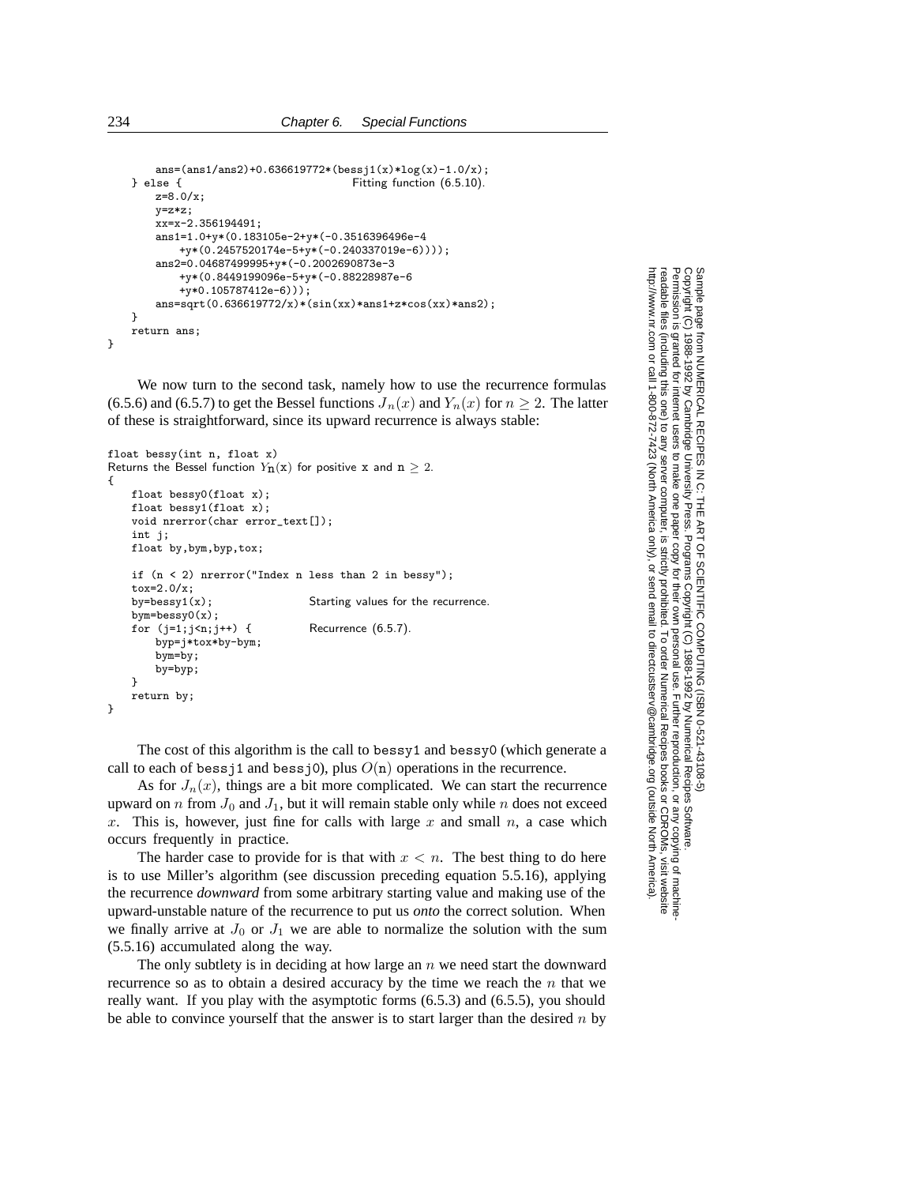```
        ans=(ans1/ans2)+0.636619772*(bessj1(x)*log(x)-1.0/x);
    } else {                                Fitting function (6.5.10).
        z=8.0/x;
        y=z*z;
        xx=x-2.356194491;
        ans1=1.0+y*(0.183105e-2+y*(-0.3516396496e-4
            +y*(0.2457520174e-5+y*(-0.240337019e-6))));
        ans2=0.04687499995+y*(-0.2002690873e-3
            +y*(0.8449199096e-5+y*(-0.88228987e-6
            +y*0.105787412e-6)));
        ans=sqrt(0.636619772/x)*(sin(xx)*ans1+z*cos(xx)*ans2);
    }
    return ans;
}
```

We now turn to the second task, namely how to use the recurrence formulas (6.5.6) and (6.5.7) to get the Bessel functions $J_n(x)$ and $Y_n(x)$ for $n \geq 2$. The latter of these is straightforward, since its upward recurrence is always stable:

```
float bessy(int n, float x)
Returns the Bessel function Yn(x) for positive x and n ≥ 2.
{
    float bessy0(float x);
    float bessy1(float x);
    void nrerror(char error_text[]);
    int j;
    float by,bym,byp,tox;

    if (n < 2) nrerror("Index n less than 2 in bessy");
    tox=2.0/x;
    by=bessy1(x);                   Starting values for the recurrence.
    bym=bessy0(x);
    for (j=1;j<n;j++) {             Recurrence (6.5.7).
        byp=j*tox*by-bym;
        bym=by;
        by=byp;
    }
    return by;
}
```

The cost of this algorithm is the call to `bessy1` and `bessy0` (which generate a call to each of `bessj1` and `bessj0`), plus $O(\mathtt{n})$ operations in the recurrence.

As for $J_n(x)$, things are a bit more complicated. We can start the recurrence upward on $n$ from $J_0$ and $J_1$, but it will remain stable only while $n$ does not exceed $x$. This is, however, just fine for calls with large $x$ and small $n$, a case which occurs frequently in practice.

The harder case to provide for is that with $x < n$. The best thing to do here is to use Miller's algorithm (see discussion preceding equation 5.5.16), applying the recurrence *downward* from some arbitrary starting value and making use of the upward-unstable nature of the recurrence to put us *onto* the correct solution. When we finally arrive at $J_0$ or $J_1$ we are able to normalize the solution with the sum (5.5.16) accumulated along the way.

The only subtlety is in deciding at how large an $n$ we need start the downward recurrence so as to obtain a desired accuracy by the time we reach the $n$ that we really want. If you play with the asymptotic forms (6.5.3) and (6.5.5), you should be able to convince yourself that the answer is to start larger than the desired $n$ by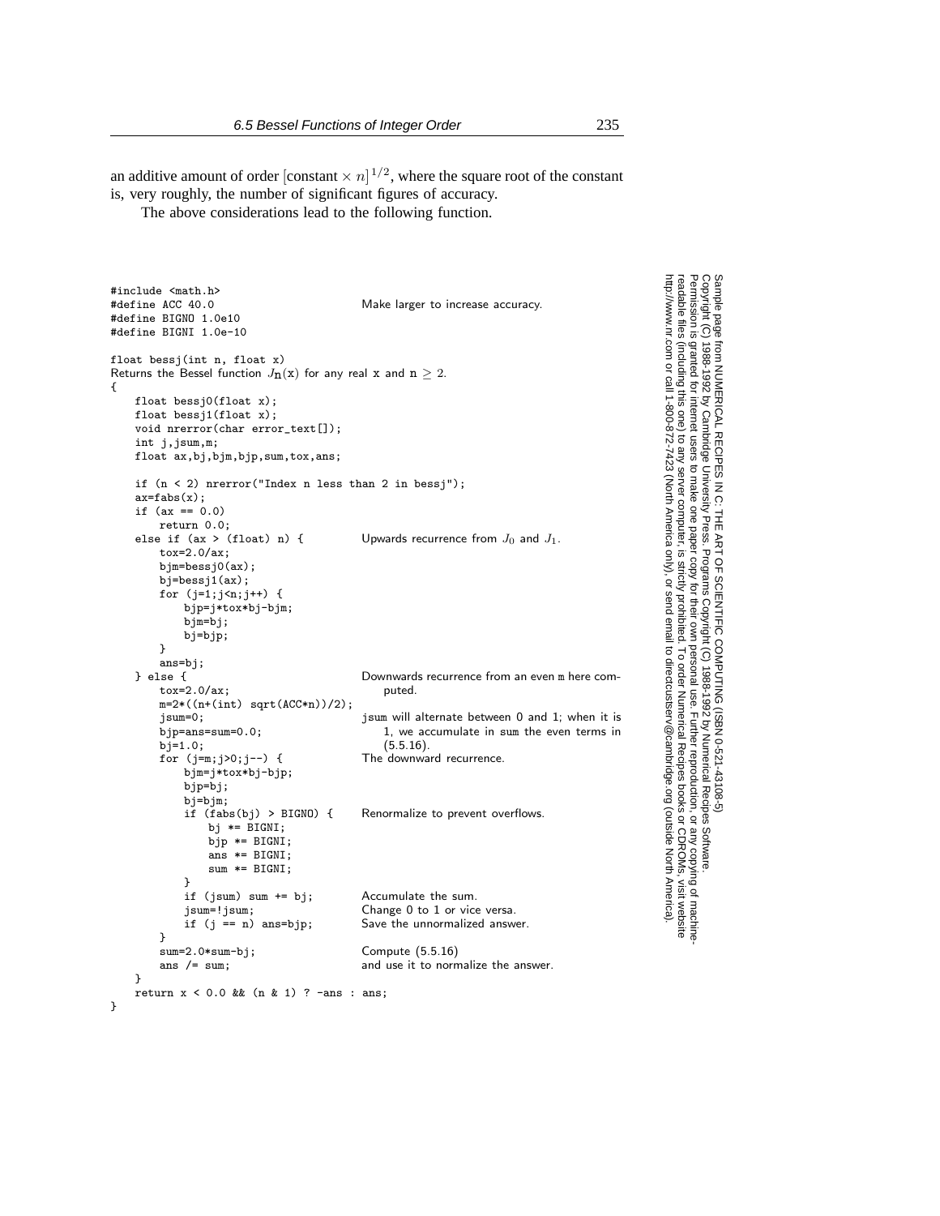an additive amount of order $[\text{constant} \times n]^{1/2}$, where the square root of the constant is, very roughly, the number of significant figures of accuracy.

The above considerations lead to the following function.

```
#include <math.h>
#define ACC 40.0                        Make larger to increase accuracy.
#define BIGNO 1.0e10
#define BIGNI 1.0e-10

float bessj(int n, float x)
Returns the Bessel function Jn(x) for any real x and n ≥ 2.
{
    float bessj0(float x);
    float bessj1(float x);
    void nrerror(char error_text[]);
    int j,jsum,m;
    float ax,bj,bjm,bjp,sum,tox,ans;

    if (n < 2) nrerror("Index n less than 2 in bessj");
    ax=fabs(x);
    if (ax == 0.0)
        return 0.0;
    else if (ax > (float) n) {          Upwards recurrence from J0 and J1.
        tox=2.0/ax;
        bjm=bessj0(ax);
        bj=bessj1(ax);
        for (j=1;j<n;j++) {
            bjp=j*tox*bj-bjm;
            bjm=bj;
            bj=bjp;
        }
        ans=bj;
    } else {                            Downwards recurrence from an even m here com-
        tox=2.0/ax;                         puted.
        m=2*((n+(int) sqrt(ACC*n))/2);
        jsum=0;                         jsum will alternate between 0 and 1; when it is
        bjp=ans=sum=0.0;                    1, we accumulate in sum the even terms in
        bj=1.0;                             (5.5.16).
        for (j=m;j>0;j--) {             The downward recurrence.
            bjm=j*tox*bj-bjp;
            bjp=bj;
            bj=bjm;
            if (fabs(bj) > BIGNO) {     Renormalize to prevent overflows.
                bj *= BIGNI;
                bjp *= BIGNI;
                ans *= BIGNI;
                sum *= BIGNI;
            }
            if (jsum) sum += bj;        Accumulate the sum.
            jsum=!jsum;                 Change 0 to 1 or vice versa.
            if (j == n) ans=bjp;        Save the unnormalized answer.
        }
        sum=2.0*sum-bj;                 Compute (5.5.16)
        ans /= sum;                     and use it to normalize the answer.
    }
    return x < 0.0 && (n & 1) ? -ans : ans;
}
```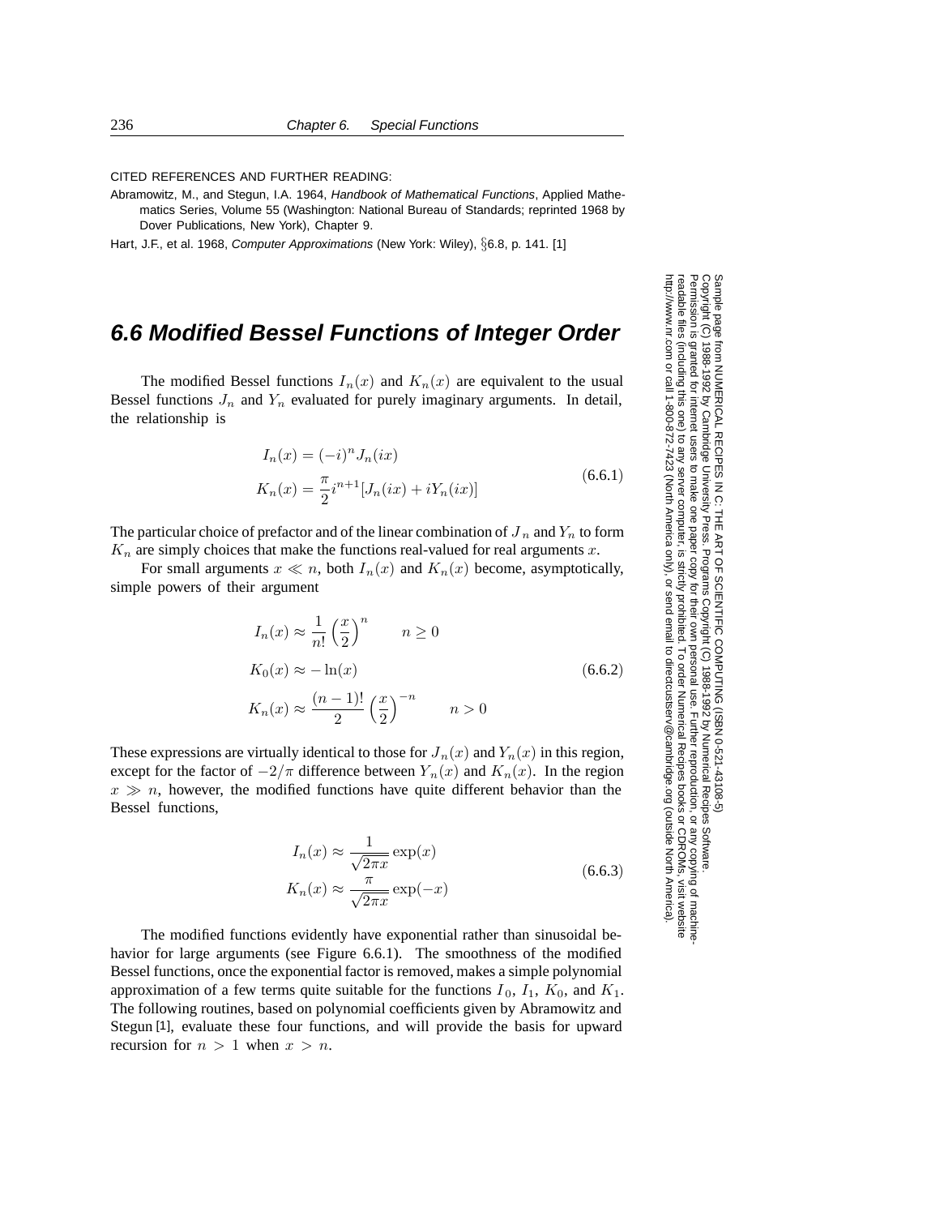CITED REFERENCES AND FURTHER READING:

Abramowitz, M., and Stegun, I.A. 1964, *Handbook of Mathematical Functions*, Applied Mathematics Series, Volume 55 (Washington: National Bureau of Standards; reprinted 1968 by Dover Publications, New York), Chapter 9.

Hart, J.F., et al. 1968, *Computer Approximations* (New York: Wiley), §6.8, p. 141. [1]

## 6.6 Modified Bessel Functions of Integer Order

The modified Bessel functions $I_n(x)$ and $K_n(x)$ are equivalent to the usual Bessel functions $J_n$ and $Y_n$ evaluated for purely imaginary arguments. In detail, the relationship is

$$
\begin{aligned}
I_n(x) &= (-i)^n J_n(ix) \\
K_n(x) &= \frac{\pi}{2} i^{n+1} [J_n(ix) + iY_n(ix)]
\end{aligned}
\tag{6.6.1}
$$

The particular choice of prefactor and of the linear combination of $J_n$ and $Y_n$ to form $K_n$ are simply choices that make the functions real-valued for real arguments $x$.

For small arguments $x \ll n$, both $I_n(x)$ and $K_n(x)$ become, asymptotically, simple powers of their argument

$$
\begin{aligned}
I_n(x) &\approx \frac{1}{n!}\left(\frac{x}{2}\right)^n \qquad n \geq 0 \\
K_0(x) &\approx -\ln(x) \\
K_n(x) &\approx \frac{(n-1)!}{2}\left(\frac{x}{2}\right)^{-n} \qquad n > 0
\end{aligned}
\tag{6.6.2}
$$

These expressions are virtually identical to those for $J_n(x)$ and $Y_n(x)$ in this region, except for the factor of $-2/\pi$ difference between $Y_n(x)$ and $K_n(x)$. In the region $x \gg n$, however, the modified functions have quite different behavior than the Bessel functions,

$$
\begin{aligned}
I_n(x) &\approx \frac{1}{\sqrt{2\pi x}} \exp(x) \\
K_n(x) &\approx \frac{\pi}{\sqrt{2\pi x}} \exp(-x)
\end{aligned}
\tag{6.6.3}
$$

The modified functions evidently have exponential rather than sinusoidal behavior for large arguments (see Figure 6.6.1). The smoothness of the modified Bessel functions, once the exponential factor is removed, makes a simple polynomial approximation of a few terms quite suitable for the functions $I_0$, $I_1$, $K_0$, and $K_1$. The following routines, based on polynomial coefficients given by Abramowitz and Stegun [1], evaluate these four functions, and will provide the basis for upward recursion for $n > 1$ when $x > n$.